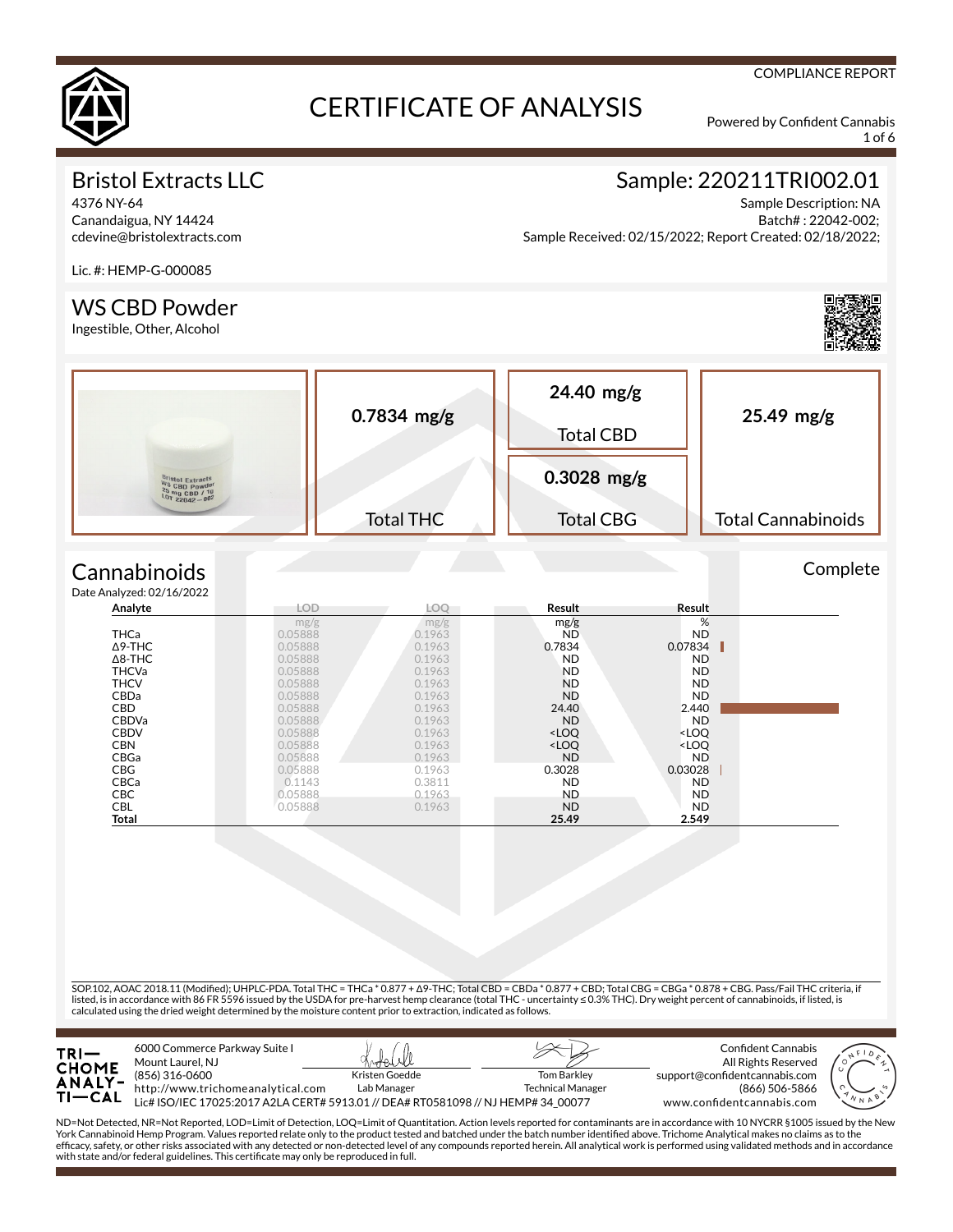COMPLIANCE REPORT

# CERTIFICATE OF ANALYSIS

Powered by Confident Cannabis

## Bristol Extracts LLC

4376 NY-64
Canandaigua, NY 14424
cdevine@bristolextracts.com

Lic. #: HEMP-G-000085

## Sample: 220211TRI002.01

Sample Description: NA
Batch# : 22042-002;
Sample Received: 02/15/2022; Report Created: 02/18/2022;

## WS CBD Powder

Ingestible, Other, Alcohol

| Total THC | Total CBD | Total CBG | Total Cannabinoids |
|---|---|---|---|
| 0.7834 mg/g | 24.40 mg/g | 0.3028 mg/g | 25.49 mg/g |

## Cannabinoids

Complete

Date Analyzed: 02/16/2022

| Analyte | LOD | LOQ | Result | Result |
|---|---|---|---|---|
| | mg/g | mg/g | mg/g | % |
| THCa | 0.05888 | 0.1963 | ND | ND |
| Δ9-THC | 0.05888 | 0.1963 | 0.7834 | 0.07834 |
| Δ8-THC | 0.05888 | 0.1963 | ND | ND |
| THCVa | 0.05888 | 0.1963 | ND | ND |
| THCV | 0.05888 | 0.1963 | ND | ND |
| CBDa | 0.05888 | 0.1963 | ND | ND |
| CBD | 0.05888 | 0.1963 | 24.40 | 2.440 |
| CBDVa | 0.05888 | 0.1963 | ND | ND |
| CBDV | 0.05888 | 0.1963 | <LOQ | <LOQ |
| CBN | 0.05888 | 0.1963 | <LOQ | <LOQ |
| CBGa | 0.05888 | 0.1963 | ND | ND |
| CBG | 0.05888 | 0.1963 | 0.3028 | 0.03028 |
| CBCa | 0.1143 | 0.3811 | ND | ND |
| CBC | 0.05888 | 0.1963 | ND | ND |
| CBL | 0.05888 | 0.1963 | ND | ND |
| **Total** | | | **25.49** | **2.549** |

SOP.102, AOAC 2018.11 (Modified); UHPLC-PDA. Total THC = THCa * 0.877 + Δ9-THC; Total CBD = CBDa * 0.877 + CBD; Total CBG = CBGa * 0.878 + CBG. Pass/Fail THC criteria, if listed, is in accordance with 86 FR 5596 issued by the USDA for pre-harvest hemp clearance (total THC - uncertainty ≤ 0.3% THC). Dry weight percent of cannabinoids, if listed, is calculated using the dried weight determined by the moisture content prior to extraction, indicated as follows.

TRICHOME ANALYTICAL
6000 Commerce Parkway Suite I
Mount Laurel, NJ
(856) 316-0600
http://www.trichomeanalytical.com
Lic# ISO/IEC 17025:2017 A2LA CERT# 5913.01 // DEA# RT0581098 // NJ HEMP# 34_00077

Kristen Goedde
Lab Manager

Tom Barkley
Technical Manager

Confident Cannabis
All Rights Reserved
support@confidentcannabis.com
(866) 506-5866
www.confidentcannabis.com

ND=Not Detected, NR=Not Reported, LOD=Limit of Detection, LOQ=Limit of Quantitation. Action levels reported for contaminants are in accordance with 10 NYCRR §1005 issued by the New York Cannabinoid Hemp Program. Values reported relate only to the product tested and batched under the batch number identified above. Trichome Analytical makes no claims as to the efficacy, safety, or other risks associated with any detected or non-detected level of any compounds reported herein. All analytical work is performed using validated methods and in accordance with state and/or federal guidelines. This certificate may only be reproduced in full.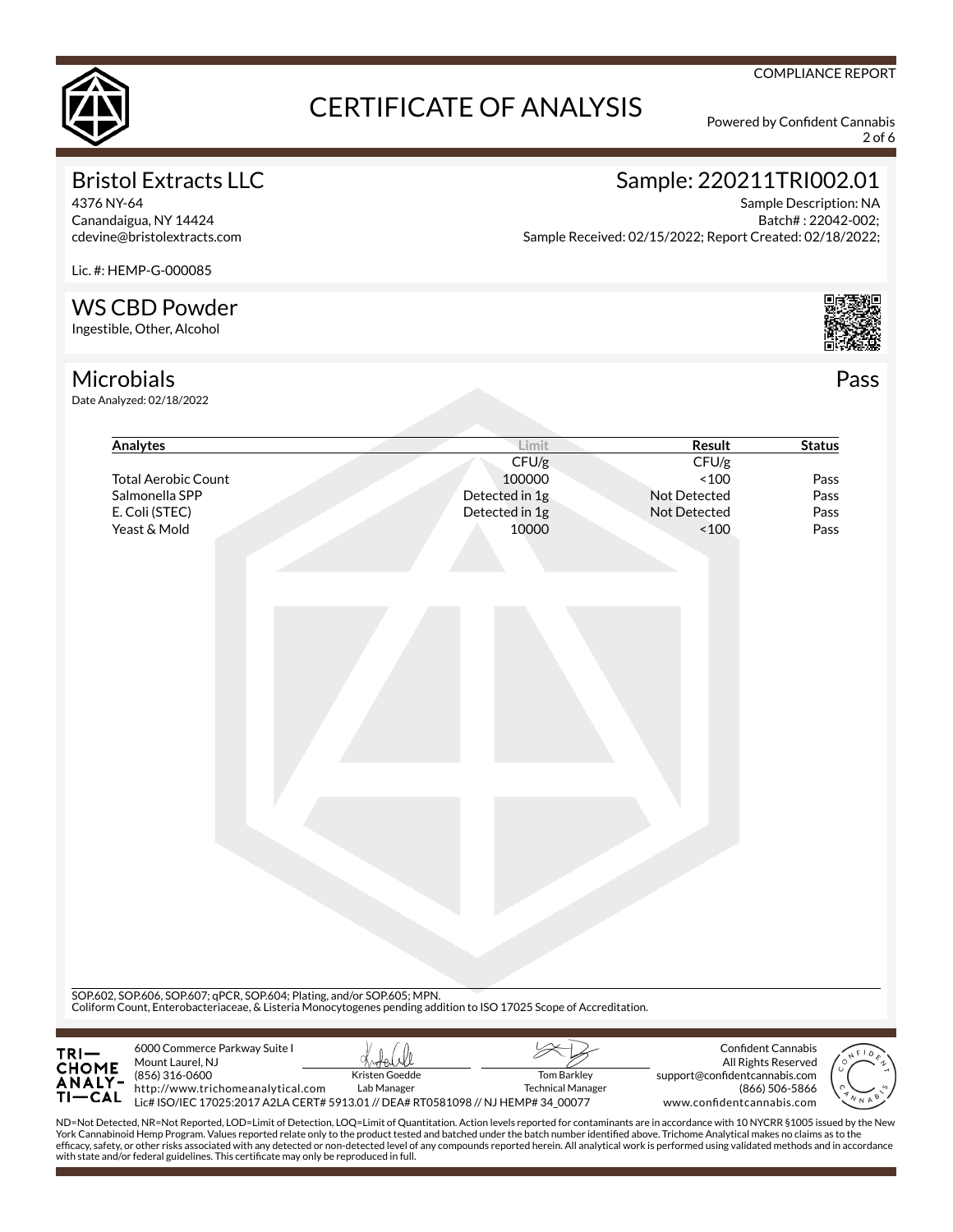COMPLIANCE REPORT

# CERTIFICATE OF ANALYSIS

Powered by Confident Cannabis

## Bristol Extracts LLC

4376 NY-64
Canandaigua, NY 14424
cdevine@bristolextracts.com

Lic. #: HEMP-G-000085

## Sample: 220211TRI002.01

Sample Description: NA
Batch# : 22042-002;
Sample Received: 02/15/2022; Report Created: 02/18/2022;

## WS CBD Powder

Ingestible, Other, Alcohol

## Microbials

Pass

Date Analyzed: 02/18/2022

| Analytes | Limit | Result | Status |
|---|---|---|---|
| | CFU/g | CFU/g | |
| Total Aerobic Count | 100000 | <100 | Pass |
| Salmonella SPP | Detected in 1g | Not Detected | Pass |
| E. Coli (STEC) | Detected in 1g | Not Detected | Pass |
| Yeast & Mold | 10000 | <100 | Pass |

SOP.602, SOP.606, SOP.607; qPCR, SOP.604; Plating, and/or SOP.605; MPN.
Coliform Count, Enterobacteriaceae, & Listeria Monocytogenes pending addition to ISO 17025 Scope of Accreditation.

TRICHOME ANALYTICAL
6000 Commerce Parkway Suite I
Mount Laurel, NJ
(856) 316-0600
http://www.trichomeanalytical.com

Kristen Goedde, Lab Manager

Tom Barkley, Technical Manager

Confident Cannabis
All Rights Reserved
support@confidentcannabis.com
(866) 506-5866
www.confidentcannabis.com

Lic# ISO/IEC 17025:2017 A2LA CERT# 5913.01 // DEA# RT0581098 // NJ HEMP# 34_00077

ND=Not Detected, NR=Not Reported, LOD=Limit of Detection, LOQ=Limit of Quantitation. Action levels reported for contaminants are in accordance with 10 NYCRR §1005 issued by the New York Cannabinoid Hemp Program. Values reported relate only to the product tested and batched under the batch number identified above. Trichome Analytical makes no claims as to the efficacy, safety, or other risks associated with any detected or non-detected level of any compounds reported herein. All analytical work is performed using validated methods and in accordance with state and/or federal guidelines. This certificate may only be reproduced in full.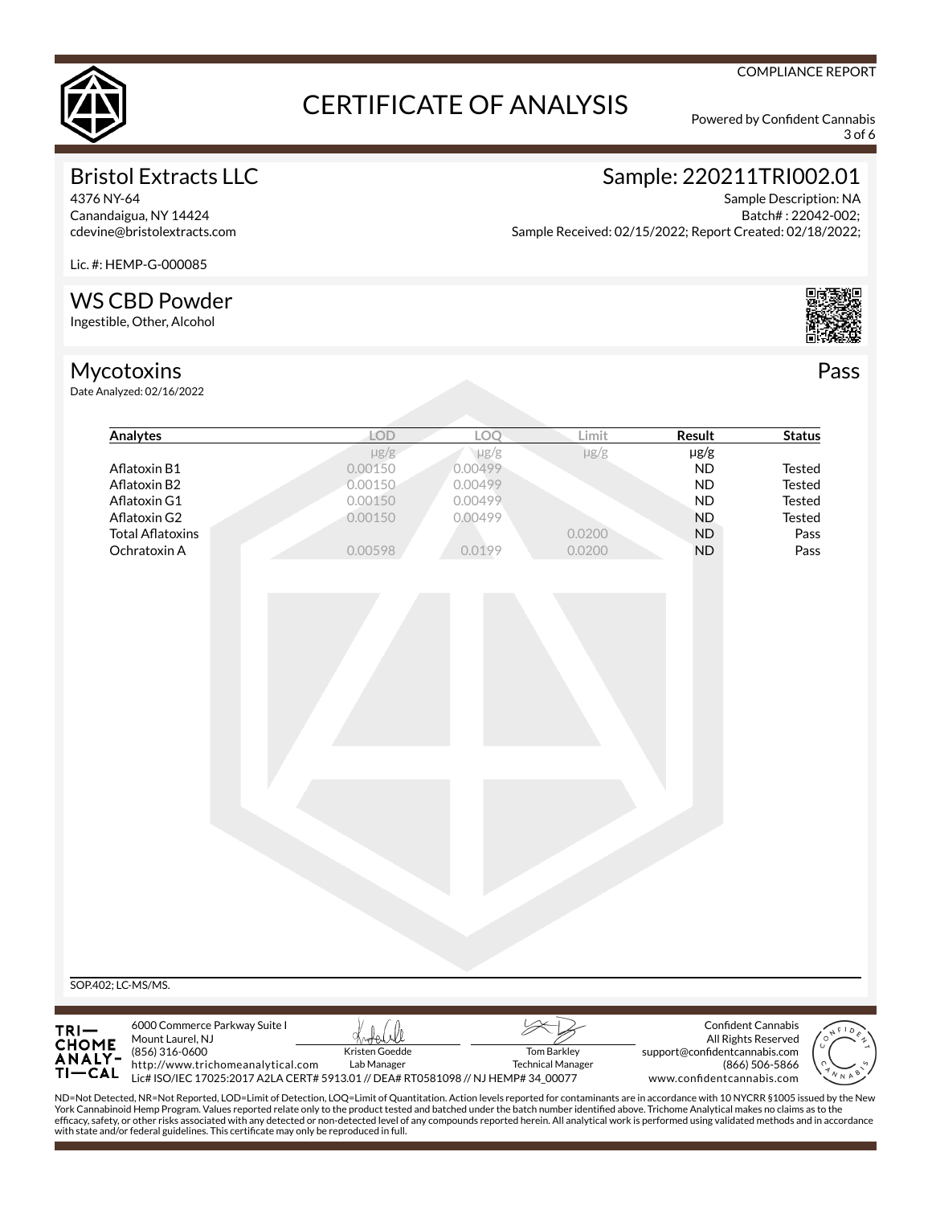COMPLIANCE REPORT

# CERTIFICATE OF ANALYSIS

Powered by Confident Cannabis

## Bristol Extracts LLC

4376 NY-64
Canandaigua, NY 14424
cdevine@bristolextracts.com

Lic. #: HEMP-G-000085

## Sample: 220211TRI002.01

Sample Description: NA
Batch# : 22042-002;
Sample Received: 02/15/2022; Report Created: 02/18/2022;

## WS CBD Powder

Ingestible, Other, Alcohol

## Mycotoxins

Pass

Date Analyzed: 02/16/2022

| Analytes | LOD | LOQ | Limit | Result | Status |
|---|---|---|---|---|---|
| | μg/g | μg/g | μg/g | μg/g | |
| Aflatoxin B1 | 0.00150 | 0.00499 | | ND | Tested |
| Aflatoxin B2 | 0.00150 | 0.00499 | | ND | Tested |
| Aflatoxin G1 | 0.00150 | 0.00499 | | ND | Tested |
| Aflatoxin G2 | 0.00150 | 0.00499 | | ND | Tested |
| Total Aflatoxins | | | 0.0200 | ND | Pass |
| Ochratoxin A | 0.00598 | 0.0199 | 0.0200 | ND | Pass |

SOP.402; LC-MS/MS.

TRICHOME ANALYTICAL
6000 Commerce Parkway Suite I
Mount Laurel, NJ
(856) 316-0600
http://www.trichomeanalytical.com
Lic# ISO/IEC 17025:2017 A2LA CERT# 5913.01 // DEA# RT0581098 // NJ HEMP# 34_00077

Kristen Goedde
Lab Manager

Tom Barkley
Technical Manager

Confident Cannabis
All Rights Reserved
support@confidentcannabis.com
(866) 506-5866
www.confidentcannabis.com

ND=Not Detected, NR=Not Reported, LOD=Limit of Detection, LOQ=Limit of Quantitation. Action levels reported for contaminants are in accordance with 10 NYCRR §1005 issued by the New York Cannabinoid Hemp Program. Values reported relate only to the product tested and batched under the batch number identified above. Trichome Analytical makes no claims as to the efficacy, safety, or other risks associated with any detected or non-detected level of any compounds reported herein. All analytical work is performed using validated methods and in accordance with state and/or federal guidelines. This certificate may only be reproduced in full.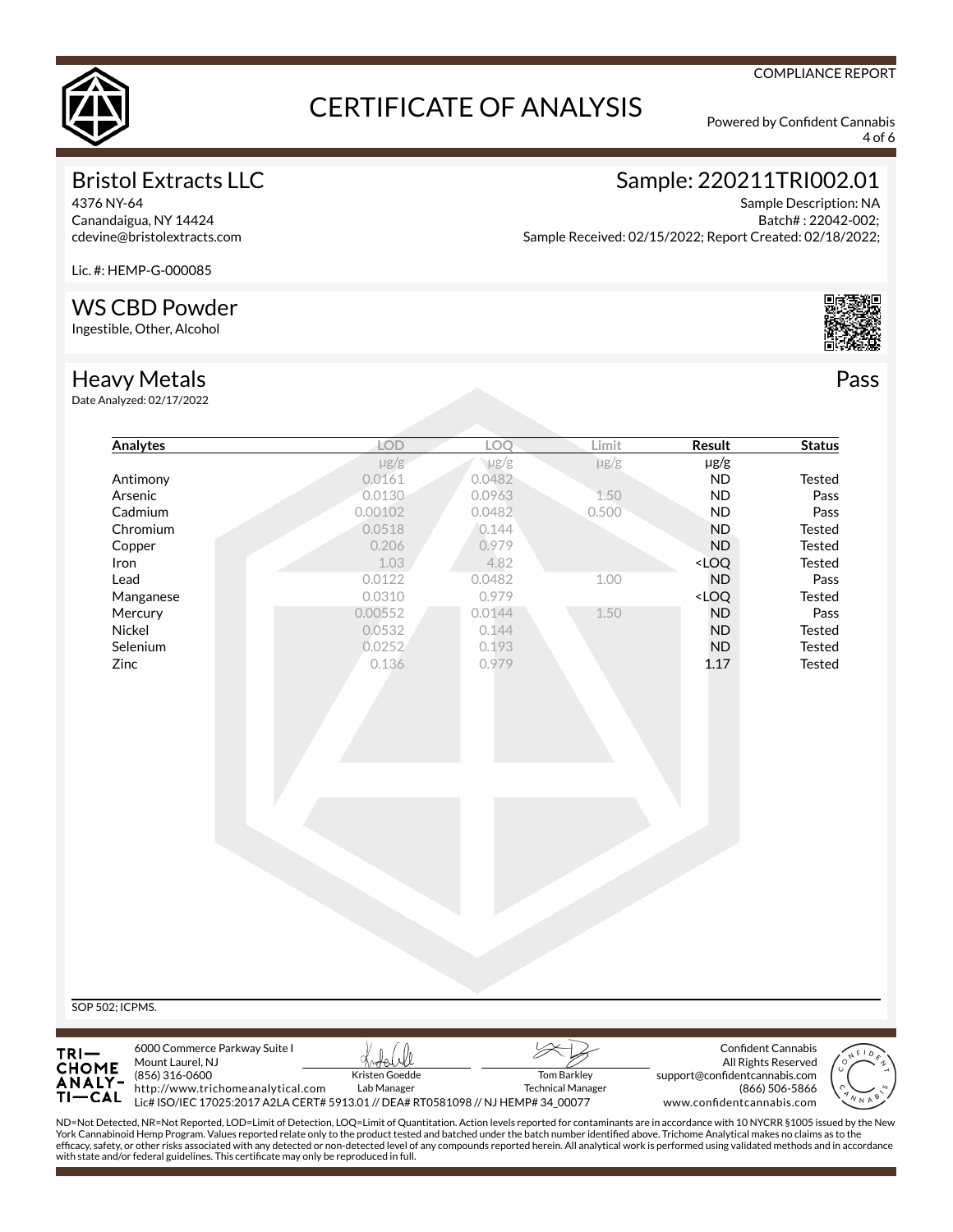COMPLIANCE REPORT

# CERTIFICATE OF ANALYSIS

Powered by Confident Cannabis

## Bristol Extracts LLC

4376 NY-64
Canandaigua, NY 14424
cdevine@bristolextracts.com

Lic. #: HEMP-G-000085

## Sample: 220211TRI002.01

Sample Description: NA
Batch# : 22042-002;
Sample Received: 02/15/2022; Report Created: 02/18/2022;

## WS CBD Powder

Ingestible, Other, Alcohol

## Heavy Metals

Pass

Date Analyzed: 02/17/2022

| Analytes | LOD | LOQ | Limit | Result | Status |
|---|---|---|---|---|---|
| | μg/g | μg/g | μg/g | μg/g | |
| Antimony | 0.0161 | 0.0482 | | ND | Tested |
| Arsenic | 0.0130 | 0.0963 | 1.50 | ND | Pass |
| Cadmium | 0.00102 | 0.0482 | 0.500 | ND | Pass |
| Chromium | 0.0518 | 0.144 | | ND | Tested |
| Copper | 0.206 | 0.979 | | ND | Tested |
| Iron | 1.03 | 4.82 | | <LOQ | Tested |
| Lead | 0.0122 | 0.0482 | 1.00 | ND | Pass |
| Manganese | 0.0310 | 0.979 | | <LOQ | Tested |
| Mercury | 0.00552 | 0.0144 | 1.50 | ND | Pass |
| Nickel | 0.0532 | 0.144 | | ND | Tested |
| Selenium | 0.0252 | 0.193 | | ND | Tested |
| Zinc | 0.136 | 0.979 | | 1.17 | Tested |

SOP 502; ICPMS.

6000 Commerce Parkway Suite I
Mount Laurel, NJ
(856) 316-0600
http://www.trichomeanalytical.com
Lic# ISO/IEC 17025:2017 A2LA CERT# 5913.01 // DEA# RT0581098 // NJ HEMP# 34_00077

Kristen Goedde
Lab Manager

Tom Barkley
Technical Manager

Confident Cannabis
All Rights Reserved
support@confidentcannabis.com
(866) 506-5866
www.confidentcannabis.com

ND=Not Detected, NR=Not Reported, LOD=Limit of Detection, LOQ=Limit of Quantitation. Action levels reported for contaminants are in accordance with 10 NYCRR §1005 issued by the New York Cannabinoid Hemp Program. Values reported relate only to the product tested and batched under the batch number identified above. Trichome Analytical makes no claims as to the efficacy, safety, or other risks associated with any detected or non-detected level of any compounds reported herein. All analytical work is performed using validated methods and in accordance with state and/or federal guidelines. This certificate may only be reproduced in full.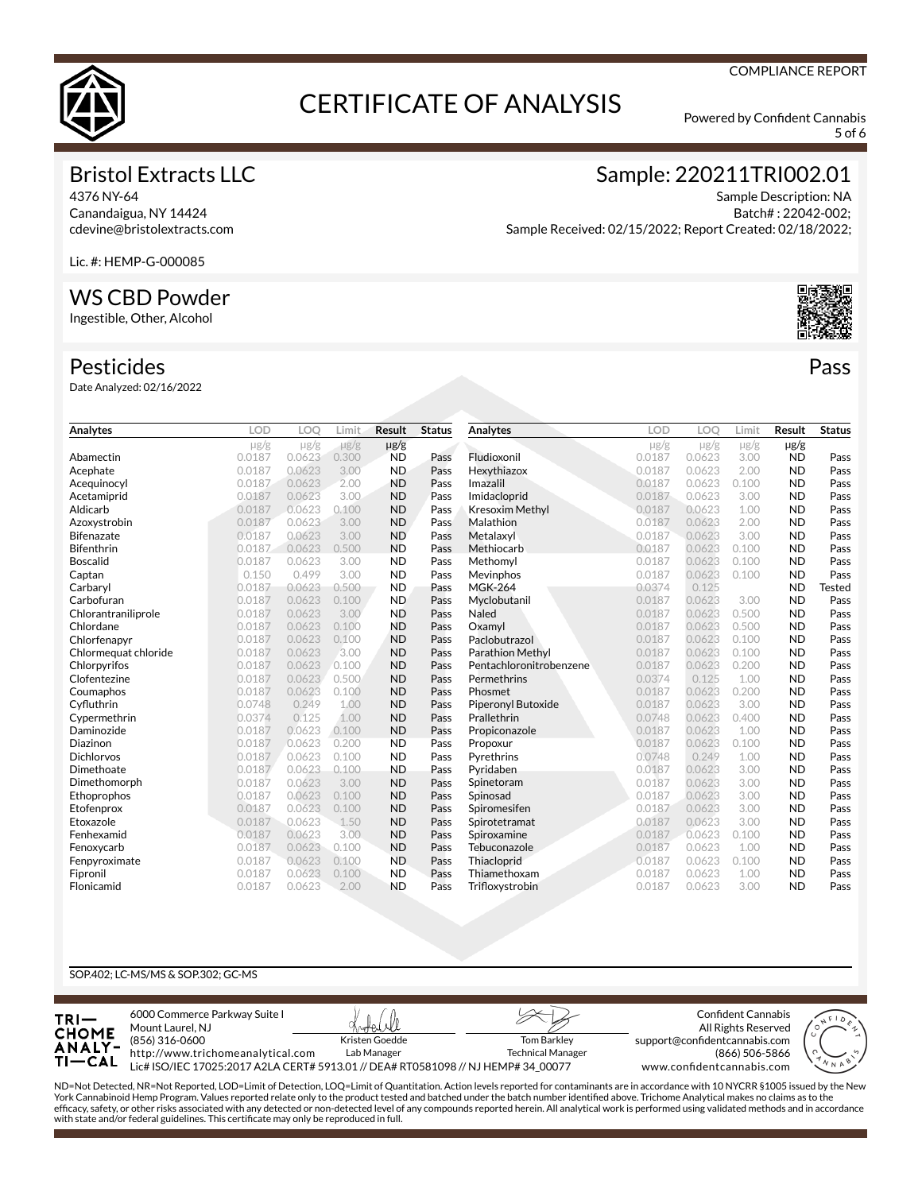COMPLIANCE REPORT

# CERTIFICATE OF ANALYSIS

Powered by Confident Cannabis

## Bristol Extracts LLC

4376 NY-64
Canandaigua, NY 14424
cdevine@bristolextracts.com

Lic. #: HEMP-G-000085

## Sample: 220211TRI002.01

Sample Description: NA
Batch# : 22042-002;
Sample Received: 02/15/2022; Report Created: 02/18/2022;

## WS CBD Powder

Ingestible, Other, Alcohol

## Pesticides

**Pass**

Date Analyzed: 02/16/2022

| Analytes | LOD | LOQ | Limit | Result | Status |
|---|---|---|---|---|---|
| | μg/g | μg/g | μg/g | μg/g | |
| Abamectin | 0.0187 | 0.0623 | 0.300 | ND | Pass |
| Acephate | 0.0187 | 0.0623 | 3.00 | ND | Pass |
| Acequinocyl | 0.0187 | 0.0623 | 2.00 | ND | Pass |
| Acetamiprid | 0.0187 | 0.0623 | 3.00 | ND | Pass |
| Aldicarb | 0.0187 | 0.0623 | 0.100 | ND | Pass |
| Azoxystrobin | 0.0187 | 0.0623 | 3.00 | ND | Pass |
| Bifenazate | 0.0187 | 0.0623 | 3.00 | ND | Pass |
| Bifenthrin | 0.0187 | 0.0623 | 0.500 | ND | Pass |
| Boscalid | 0.0187 | 0.0623 | 3.00 | ND | Pass |
| Captan | 0.150 | 0.499 | 3.00 | ND | Pass |
| Carbaryl | 0.0187 | 0.0623 | 0.500 | ND | Pass |
| Carbofuran | 0.0187 | 0.0623 | 0.100 | ND | Pass |
| Chlorantraniliprole | 0.0187 | 0.0623 | 3.00 | ND | Pass |
| Chlordane | 0.0187 | 0.0623 | 0.100 | ND | Pass |
| Chlorfenapyr | 0.0187 | 0.0623 | 0.100 | ND | Pass |
| Chlormequat chloride | 0.0187 | 0.0623 | 3.00 | ND | Pass |
| Chlorpyrifos | 0.0187 | 0.0623 | 0.100 | ND | Pass |
| Clofentezine | 0.0187 | 0.0623 | 0.500 | ND | Pass |
| Coumaphos | 0.0187 | 0.0623 | 0.100 | ND | Pass |
| Cyfluthrin | 0.0748 | 0.249 | 1.00 | ND | Pass |
| Cypermethrin | 0.0374 | 0.125 | 1.00 | ND | Pass |
| Daminozide | 0.0187 | 0.0623 | 0.100 | ND | Pass |
| Diazinon | 0.0187 | 0.0623 | 0.200 | ND | Pass |
| Dichlorvos | 0.0187 | 0.0623 | 0.100 | ND | Pass |
| Dimethoate | 0.0187 | 0.0623 | 0.100 | ND | Pass |
| Dimethomorph | 0.0187 | 0.0623 | 3.00 | ND | Pass |
| Ethoprophos | 0.0187 | 0.0623 | 0.100 | ND | Pass |
| Etofenprox | 0.0187 | 0.0623 | 0.100 | ND | Pass |
| Etoxazole | 0.0187 | 0.0623 | 1.50 | ND | Pass |
| Fenhexamid | 0.0187 | 0.0623 | 3.00 | ND | Pass |
| Fenoxycarb | 0.0187 | 0.0623 | 0.100 | ND | Pass |
| Fenpyroximate | 0.0187 | 0.0623 | 0.100 | ND | Pass |
| Fipronil | 0.0187 | 0.0623 | 0.100 | ND | Pass |
| Flonicamid | 0.0187 | 0.0623 | 2.00 | ND | Pass |
| Fludioxonil | 0.0187 | 0.0623 | 3.00 | ND | Pass |
| Hexythiazox | 0.0187 | 0.0623 | 2.00 | ND | Pass |
| Imazalil | 0.0187 | 0.0623 | 0.100 | ND | Pass |
| Imidacloprid | 0.0187 | 0.0623 | 3.00 | ND | Pass |
| Kresoxim Methyl | 0.0187 | 0.0623 | 1.00 | ND | Pass |
| Malathion | 0.0187 | 0.0623 | 2.00 | ND | Pass |
| Metalaxyl | 0.0187 | 0.0623 | 3.00 | ND | Pass |
| Methiocarb | 0.0187 | 0.0623 | 0.100 | ND | Pass |
| Methomyl | 0.0187 | 0.0623 | 0.100 | ND | Pass |
| Mevinphos | 0.0187 | 0.0623 | 0.100 | ND | Pass |
| MGK-264 | 0.0374 | 0.125 | | ND | Tested |
| Myclobutanil | 0.0187 | 0.0623 | 3.00 | ND | Pass |
| Naled | 0.0187 | 0.0623 | 0.500 | ND | Pass |
| Oxamyl | 0.0187 | 0.0623 | 0.500 | ND | Pass |
| Paclobutrazol | 0.0187 | 0.0623 | 0.100 | ND | Pass |
| Parathion Methyl | 0.0187 | 0.0623 | 0.100 | ND | Pass |
| Pentachloronitrobenzene | 0.0187 | 0.0623 | 0.200 | ND | Pass |
| Permethrins | 0.0374 | 0.125 | 1.00 | ND | Pass |
| Phosmet | 0.0187 | 0.0623 | 0.200 | ND | Pass |
| Piperonyl Butoxide | 0.0187 | 0.0623 | 3.00 | ND | Pass |
| Prallethrin | 0.0748 | 0.0623 | 0.400 | ND | Pass |
| Propiconazole | 0.0187 | 0.0623 | 1.00 | ND | Pass |
| Propoxur | 0.0187 | 0.0623 | 0.100 | ND | Pass |
| Pyrethrins | 0.0748 | 0.249 | 1.00 | ND | Pass |
| Pyridaben | 0.0187 | 0.0623 | 3.00 | ND | Pass |
| Spinetoram | 0.0187 | 0.0623 | 3.00 | ND | Pass |
| Spinosad | 0.0187 | 0.0623 | 3.00 | ND | Pass |
| Spiromesifen | 0.0187 | 0.0623 | 3.00 | ND | Pass |
| Spirotetramat | 0.0187 | 0.0623 | 3.00 | ND | Pass |
| Spiroxamine | 0.0187 | 0.0623 | 0.100 | ND | Pass |
| Tebuconazole | 0.0187 | 0.0623 | 1.00 | ND | Pass |
| Thiacloprid | 0.0187 | 0.0623 | 0.100 | ND | Pass |
| Thiamethoxam | 0.0187 | 0.0623 | 1.00 | ND | Pass |
| Trifloxystrobin | 0.0187 | 0.0623 | 3.00 | ND | Pass |

SOP.402; LC-MS/MS & SOP.302; GC-MS

TRICHOME ANALYTICAL
6000 Commerce Parkway Suite I
Mount Laurel, NJ
(856) 316-0600
http://www.trichomeanalytical.com
Lic# ISO/IEC 17025:2017 A2LA CERT# 5913.01 // DEA# RT0581098 // NJ HEMP# 34_00077

Kristen Goedde
Lab Manager

Tom Barkley
Technical Manager

Confident Cannabis
All Rights Reserved
support@confidentcannabis.com
(866) 506-5866
www.confidentcannabis.com

ND=Not Detected, NR=Not Reported, LOD=Limit of Detection, LOQ=Limit of Quantitation. Action levels reported for contaminants are in accordance with 10 NYCRR §1005 issued by the New York Cannabinoid Hemp Program. Values reported relate only to the product tested and batched under the batch number identified above. Trichome Analytical makes no claims as to the efficacy, safety, or other risks associated with any detected or non-detected level of any compounds reported herein. All analytical work is performed using validated methods and in accordance with state and/or federal guidelines. This certificate may only be reproduced in full.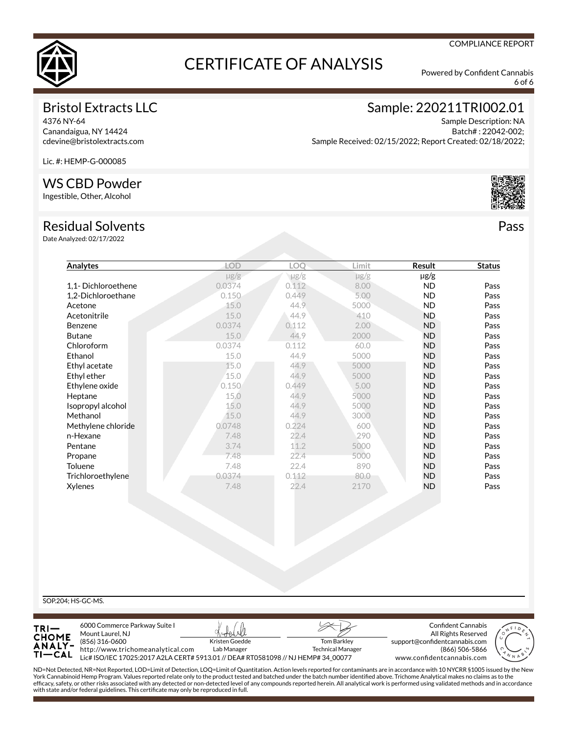COMPLIANCE REPORT

# CERTIFICATE OF ANALYSIS

Powered by Confident Cannabis

## Bristol Extracts LLC

4376 NY-64
Canandaigua, NY 14424
cdevine@bristolextracts.com

Lic. #: HEMP-G-000085

## Sample: 220211TRI002.01

Sample Description: NA
Batch# : 22042-002;
Sample Received: 02/15/2022; Report Created: 02/18/2022;

## WS CBD Powder

Ingestible, Other, Alcohol

## Residual Solvents

**Pass**

Date Analyzed: 02/17/2022

| Analytes | LOD | LOQ | Limit | Result | Status |
|---|---|---|---|---|---|
| | μg/g | μg/g | μg/g | μg/g | |
| 1,1- Dichloroethene | 0.0374 | 0.112 | 8.00 | ND | Pass |
| 1,2-Dichloroethane | 0.150 | 0.449 | 5.00 | ND | Pass |
| Acetone | 15.0 | 44.9 | 5000 | ND | Pass |
| Acetonitrile | 15.0 | 44.9 | 410 | ND | Pass |
| Benzene | 0.0374 | 0.112 | 2.00 | ND | Pass |
| Butane | 15.0 | 44.9 | 2000 | ND | Pass |
| Chloroform | 0.0374 | 0.112 | 60.0 | ND | Pass |
| Ethanol | 15.0 | 44.9 | 5000 | ND | Pass |
| Ethyl acetate | 15.0 | 44.9 | 5000 | ND | Pass |
| Ethyl ether | 15.0 | 44.9 | 5000 | ND | Pass |
| Ethylene oxide | 0.150 | 0.449 | 5.00 | ND | Pass |
| Heptane | 15.0 | 44.9 | 5000 | ND | Pass |
| Isopropyl alcohol | 15.0 | 44.9 | 5000 | ND | Pass |
| Methanol | 15.0 | 44.9 | 3000 | ND | Pass |
| Methylene chloride | 0.0748 | 0.224 | 600 | ND | Pass |
| n-Hexane | 7.48 | 22.4 | 290 | ND | Pass |
| Pentane | 3.74 | 11.2 | 5000 | ND | Pass |
| Propane | 7.48 | 22.4 | 5000 | ND | Pass |
| Toluene | 7.48 | 22.4 | 890 | ND | Pass |
| Trichloroethylene | 0.0374 | 0.112 | 80.0 | ND | Pass |
| Xylenes | 7.48 | 22.4 | 2170 | ND | Pass |

SOP.204; HS-GC-MS.

6000 Commerce Parkway Suite I
Mount Laurel, NJ
(856) 316-0600
http://www.trichomeanalytical.com
Lic# ISO/IEC 17025:2017 A2LA CERT# 5913.01 // DEA# RT0581098 // NJ HEMP# 34_00077

Kristen Goedde
Lab Manager

Tom Barkley
Technical Manager

Confident Cannabis
All Rights Reserved
support@confidentcannabis.com
(866) 506-5866
www.confidentcannabis.com

ND=Not Detected, NR=Not Reported, LOD=Limit of Detection, LOQ=Limit of Quantitation. Action levels reported for contaminants are in accordance with 10 NYCRR §1005 issued by the New York Cannabinoid Hemp Program. Values reported relate only to the product tested and batched under the batch number identified above. Trichome Analytical makes no claims as to the efficacy, safety, or other risks associated with any detected or non-detected level of any compounds reported herein. All analytical work is performed using validated methods and in accordance with state and/or federal guidelines. This certificate may only be reproduced in full.